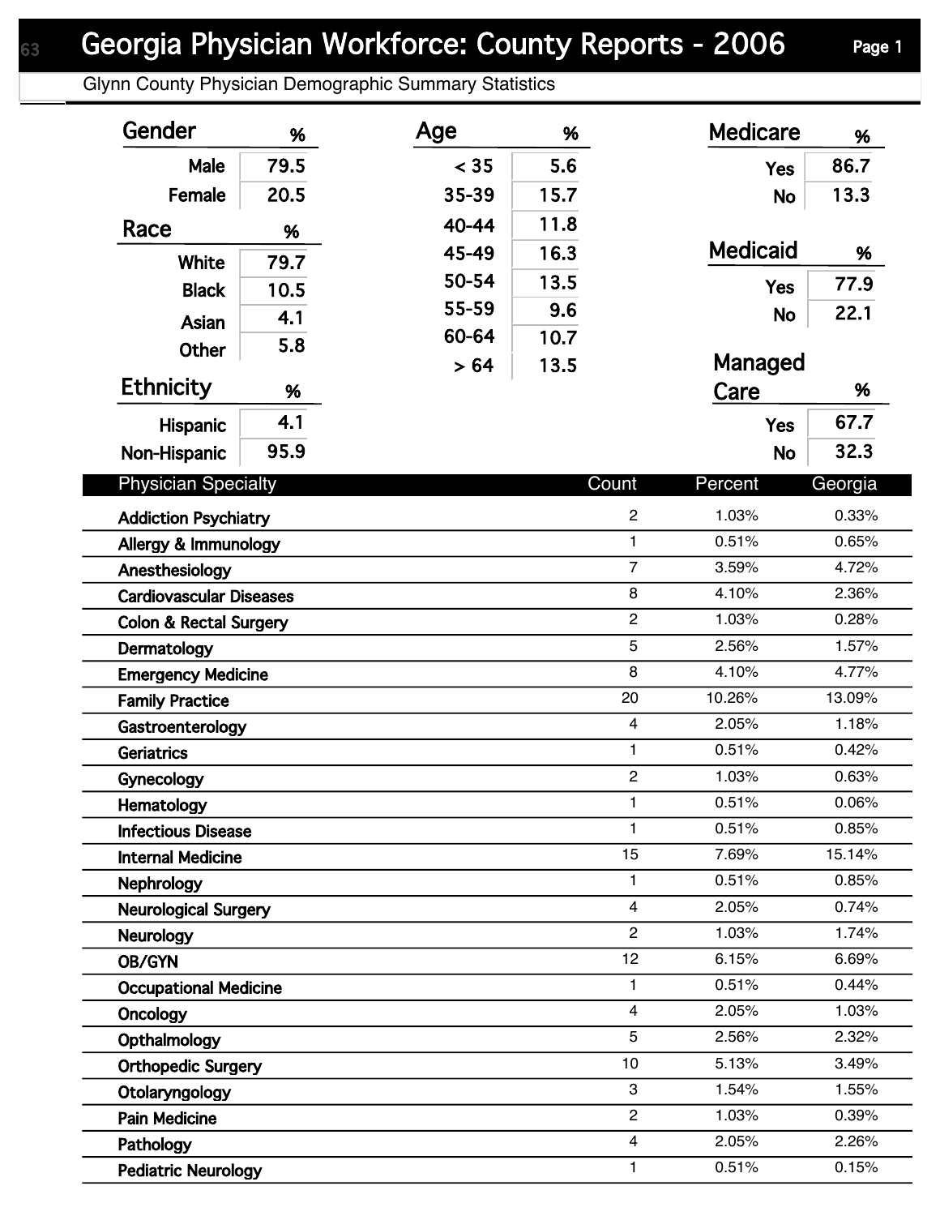# Georgia Physician Workforce: County Reports - 2006

## Glynn County Physician Demographic Summary Statistics

### Gender

| Gender | % |
|---|---|
| Male | 79.5 |
| Female | 20.5 |

### Race

| Race | % |
|---|---|
| White | 79.7 |
| Black | 10.5 |
| Asian | 4.1 |
| Other | 5.8 |

### Ethnicity

| Ethnicity | % |
|---|---|
| Hispanic | 4.1 |
| Non-Hispanic | 95.9 |

### Age

| Age | % |
|---|---|
| < 35 | 5.6 |
| 35-39 | 15.7 |
| 40-44 | 11.8 |
| 45-49 | 16.3 |
| 50-54 | 13.5 |
| 55-59 | 9.6 |
| 60-64 | 10.7 |
| > 64 | 13.5 |

### Medicare

| Medicare | % |
|---|---|
| Yes | 86.7 |
| No | 13.3 |

### Medicaid

| Medicaid | % |
|---|---|
| Yes | 77.9 |
| No | 22.1 |

### Managed Care

| Managed Care | % |
|---|---|
| Yes | 67.7 |
| No | 32.3 |

| Physician Specialty | Count | Percent | Georgia |
|---|---|---|---|
| Addiction Psychiatry | 2 | 1.03% | 0.33% |
| Allergy & Immunology | 1 | 0.51% | 0.65% |
| Anesthesiology | 7 | 3.59% | 4.72% |
| Cardiovascular Diseases | 8 | 4.10% | 2.36% |
| Colon & Rectal Surgery | 2 | 1.03% | 0.28% |
| Dermatology | 5 | 2.56% | 1.57% |
| Emergency Medicine | 8 | 4.10% | 4.77% |
| Family Practice | 20 | 10.26% | 13.09% |
| Gastroenterology | 4 | 2.05% | 1.18% |
| Geriatrics | 1 | 0.51% | 0.42% |
| Gynecology | 2 | 1.03% | 0.63% |
| Hematology | 1 | 0.51% | 0.06% |
| Infectious Disease | 1 | 0.51% | 0.85% |
| Internal Medicine | 15 | 7.69% | 15.14% |
| Nephrology | 1 | 0.51% | 0.85% |
| Neurological Surgery | 4 | 2.05% | 0.74% |
| Neurology | 2 | 1.03% | 1.74% |
| OB/GYN | 12 | 6.15% | 6.69% |
| Occupational Medicine | 1 | 0.51% | 0.44% |
| Oncology | 4 | 2.05% | 1.03% |
| Opthalmology | 5 | 2.56% | 2.32% |
| Orthopedic Surgery | 10 | 5.13% | 3.49% |
| Otolaryngology | 3 | 1.54% | 1.55% |
| Pain Medicine | 2 | 1.03% | 0.39% |
| Pathology | 4 | 2.05% | 2.26% |
| Pediatric Neurology | 1 | 0.51% | 0.15% |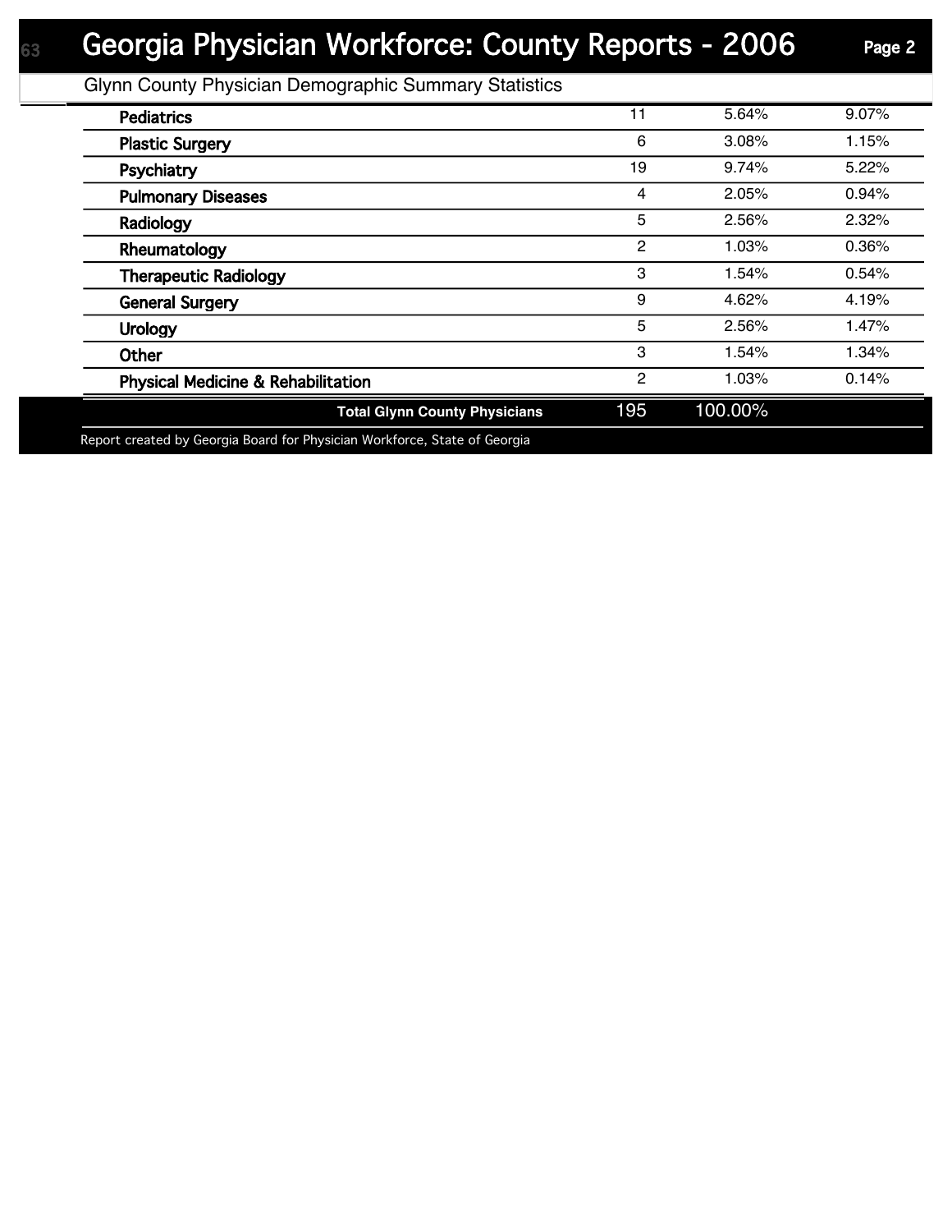## Glynn County Physician Demographic Summary Statistics

| | | | |
|---|---|---|---|
| **Pediatrics** | 11 | 5.64% | 9.07% |
| **Plastic Surgery** | 6 | 3.08% | 1.15% |
| **Psychiatry** | 19 | 9.74% | 5.22% |
| **Pulmonary Diseases** | 4 | 2.05% | 0.94% |
| **Radiology** | 5 | 2.56% | 2.32% |
| **Rheumatology** | 2 | 1.03% | 0.36% |
| **Therapeutic Radiology** | 3 | 1.54% | 0.54% |
| **General Surgery** | 9 | 4.62% | 4.19% |
| **Urology** | 5 | 2.56% | 1.47% |
| **Other** | 3 | 1.54% | 1.34% |
| **Physical Medicine & Rehabilitation** | 2 | 1.03% | 0.14% |
| **Total Glynn County Physicians** | 195 | 100.00% | |

Report created by Georgia Board for Physician Workforce, State of Georgia